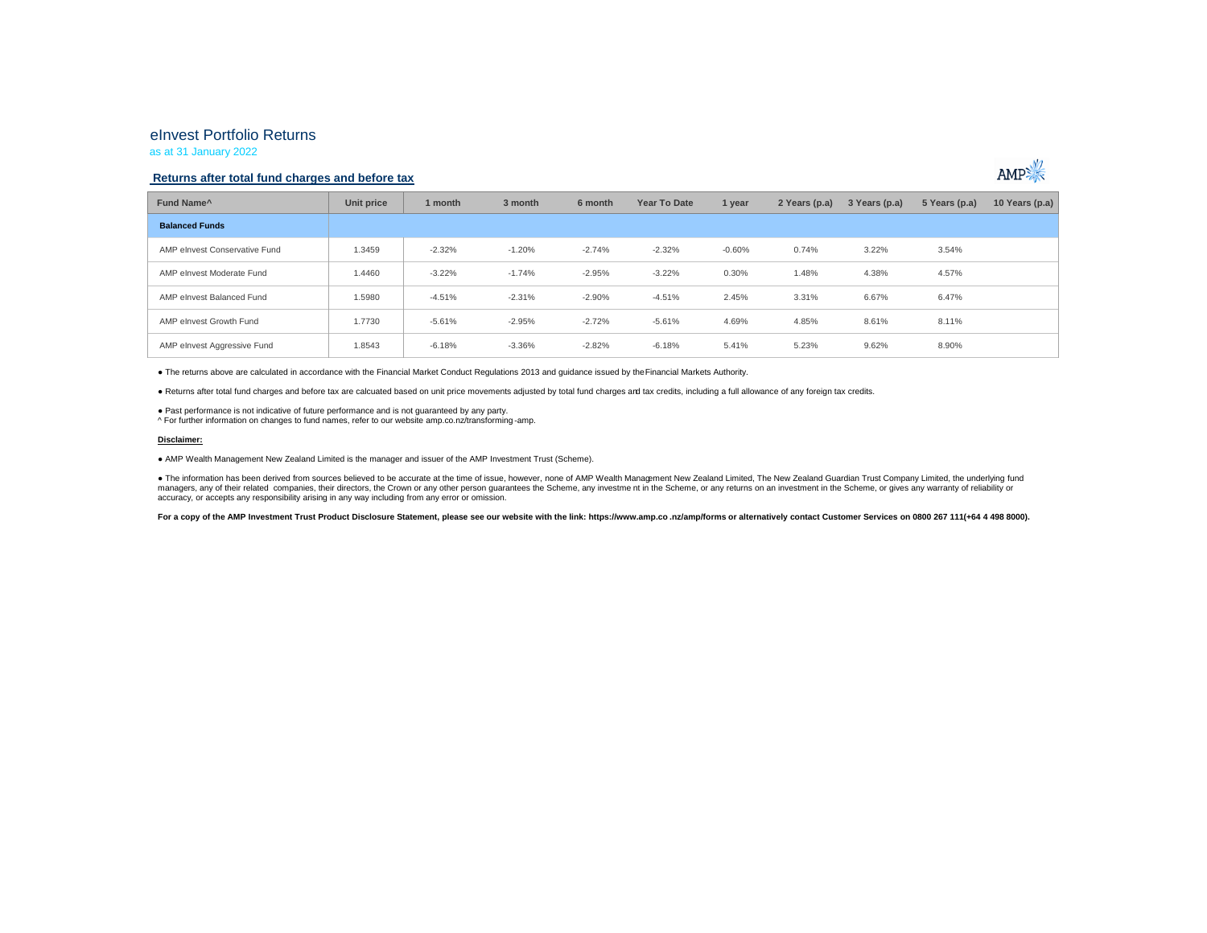# eInvest Portfolio Returns

as at 31 January 2022

## Returns after total fund charges and before tax

| Fund Name^ | Unit price | 1 month | 3 month | 6 month | Year To Date | 1 year | 2 Years (p.a) | 3 Years (p.a) | 5 Years (p.a) | 10 Years (p.a) |
|---|---|---|---|---|---|---|---|---|---|---|
| **Balanced Funds** | | | | | | | | | | |
| AMP eInvest Conservative Fund | 1.3459 | -2.32% | -1.20% | -2.74% | -2.32% | -0.60% | 0.74% | 3.22% | 3.54% | |
| AMP eInvest Moderate Fund | 1.4460 | -3.22% | -1.74% | -2.95% | -3.22% | 0.30% | 1.48% | 4.38% | 4.57% | |
| AMP eInvest Balanced Fund | 1.5980 | -4.51% | -2.31% | -2.90% | -4.51% | 2.45% | 3.31% | 6.67% | 6.47% | |
| AMP eInvest Growth Fund | 1.7730 | -5.61% | -2.95% | -2.72% | -5.61% | 4.69% | 4.85% | 8.61% | 8.11% | |
| AMP eInvest Aggressive Fund | 1.8543 | -6.18% | -3.36% | -2.82% | -6.18% | 5.41% | 5.23% | 9.62% | 8.90% | |

● The returns above are calculated in accordance with the Financial Market Conduct Regulations 2013 and guidance issued by the Financial Markets Authority.

● Returns after total fund charges and before tax are calcuated based on unit price movements adjusted by total fund charges and tax credits, including a full allowance of any foreign tax credits.

● Past performance is not indicative of future performance and is not guaranteed by any party.

^ For further information on changes to fund names, refer to our website amp.co.nz/transforming-amp.

**Disclaimer:**

● AMP Wealth Management New Zealand Limited is the manager and issuer of the AMP Investment Trust (Scheme).

● The information has been derived from sources believed to be accurate at the time of issue, however, none of AMP Wealth Management New Zealand Limited, The New Zealand Guardian Trust Company Limited, the underlying fund managers, any of their related companies, their directors, the Crown or any other person guarantees the Scheme, any investment in the Scheme, or any returns on an investment in the Scheme, or gives any warranty of reliability or accuracy, or accepts any responsibility arising in any way including from any error or omission.

**For a copy of the AMP Investment Trust Product Disclosure Statement, please see our website with the link: https://www.amp.co.nz/amp/forms or alternatively contact Customer Services on 0800 267 111(+64 4 498 8000).**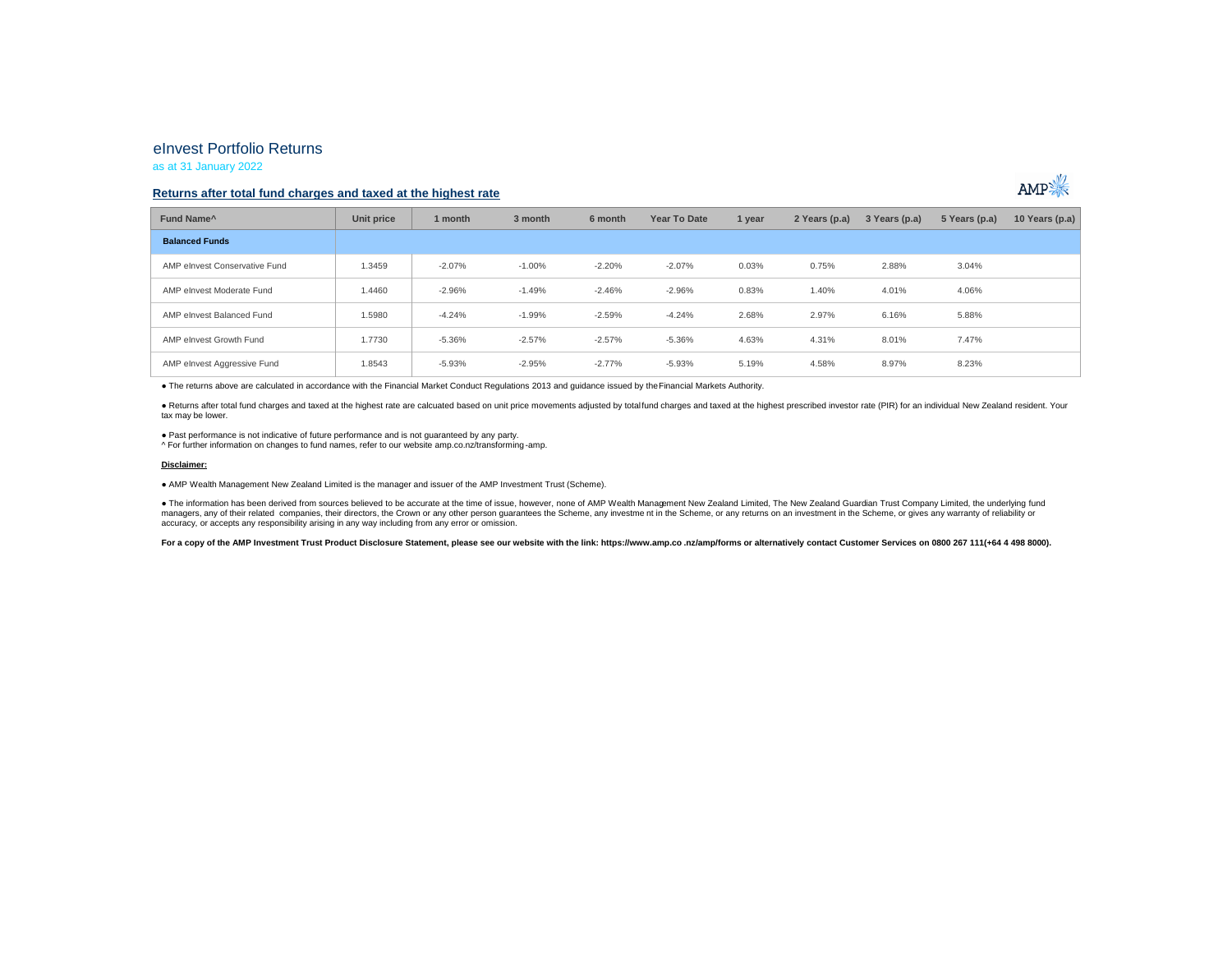# eInvest Portfolio Returns

as at 31 January 2022

## Returns after total fund charges and taxed at the highest rate

| Fund Name^ | Unit price | 1 month | 3 month | 6 month | Year To Date | 1 year | 2 Years (p.a) | 3 Years (p.a) | 5 Years (p.a) | 10 Years (p.a) |
|---|---|---|---|---|---|---|---|---|---|---|
| **Balanced Funds** | | | | | | | | | | |
| AMP eInvest Conservative Fund | 1.3459 | -2.07% | -1.00% | -2.20% | -2.07% | 0.03% | 0.75% | 2.88% | 3.04% | |
| AMP eInvest Moderate Fund | 1.4460 | -2.96% | -1.49% | -2.46% | -2.96% | 0.83% | 1.40% | 4.01% | 4.06% | |
| AMP eInvest Balanced Fund | 1.5980 | -4.24% | -1.99% | -2.59% | -4.24% | 2.68% | 2.97% | 6.16% | 5.88% | |
| AMP eInvest Growth Fund | 1.7730 | -5.36% | -2.57% | -2.57% | -5.36% | 4.63% | 4.31% | 8.01% | 7.47% | |
| AMP eInvest Aggressive Fund | 1.8543 | -5.93% | -2.95% | -2.77% | -5.93% | 5.19% | 4.58% | 8.97% | 8.23% | |

● The returns above are calculated in accordance with the Financial Market Conduct Regulations 2013 and guidance issued by the Financial Markets Authority.

● Returns after total fund charges and taxed at the highest rate are calcuated based on unit price movements adjusted by total fund charges and taxed at the highest prescribed investor rate (PIR) for an individual New Zealand resident. Your tax may be lower.

● Past performance is not indicative of future performance and is not guaranteed by any party.
^ For further information on changes to fund names, refer to our website amp.co.nz/transforming-amp.

**Disclaimer:**

● AMP Wealth Management New Zealand Limited is the manager and issuer of the AMP Investment Trust (Scheme).

● The information has been derived from sources believed to be accurate at the time of issue, however, none of AMP Wealth Management New Zealand Limited, The New Zealand Guardian Trust Company Limited, the underlying fund managers, any of their related companies, their directors, the Crown or any other person guarantees the Scheme, any investment in the Scheme, or any returns on an investment in the Scheme, or gives any warranty of reliability or accuracy, or accepts any responsibility arising in any way including from any error or omission.

**For a copy of the AMP Investment Trust Product Disclosure Statement, please see our website with the link: https://www.amp.co.nz/amp/forms or alternatively contact Customer Services on 0800 267 111(+64 4 498 8000).**